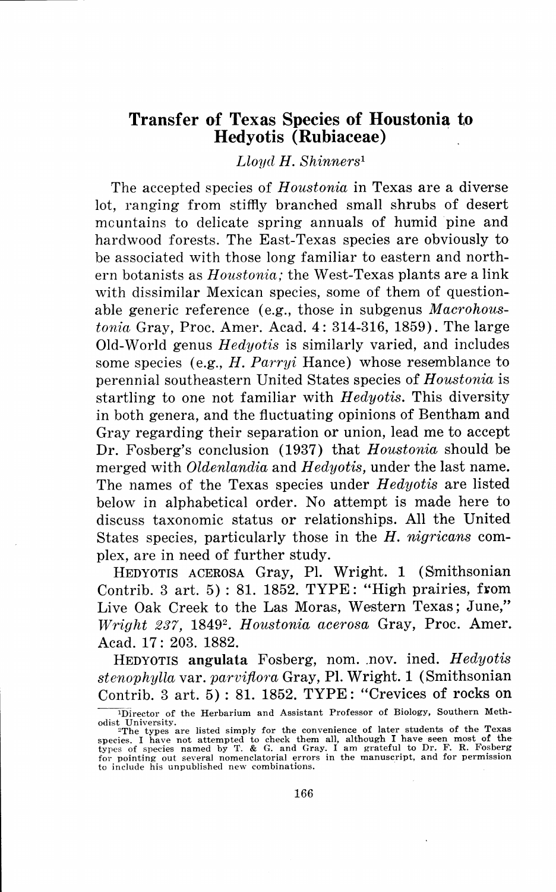# Transfer of Texas Species of Houstonia to Hedyotis (Rubiaceae)

*Lloyd H. Shinners*[1]

The accepted species of *Houstonia* in Texas are a diverse lot, ranging from stiffly branched small shrubs of desert mountains to delicate spring annuals of humid pine and hardwood forests. The East-Texas species are obviously to be associated with those long familiar to eastern and northern botanists as *Houstonia;* the West-Texas plants are a link with dissimilar Mexican species, some of them of questionable generic reference (e.g., those in subgenus *Macrohoustonia* Gray, Proc. Amer. Acad. 4: 314-316, 1859). The large Old-World genus *Hedyotis* is similarly varied, and includes some species (e.g., *H. Parryi* Hance) whose resemblance to perennial southeastern United States species of *Houstonia* is startling to one not familiar with *Hedyotis.* This diversity in both genera, and the fluctuating opinions of Bentham and Gray regarding their separation or union, lead me to accept Dr. Fosberg's conclusion (1937) that *Houstonia* should be merged with *Oldenlandia* and *Hedyotis,* under the last name. The names of the Texas species under *Hedyotis* are listed below in alphabetical order. No attempt is made here to discuss taxonomic status or relationships. All the United States species, particularly those in the *H. nigricans* complex, are in need of further study.

HEDYOTIS ACEROSA Gray, Pl. Wright. 1 (Smithsonian Contrib. 3 art. 5) : 81. 1852. TYPE: "High prairies, from Live Oak Creek to the Las Moras, Western Texas; June," *Wright 237,* 1849[2]. *Houstonia acerosa* Gray, Proc. Amer. Acad. 17: 203. 1882.

HEDYOTIS **angulata** Fosberg, nom. nov. ined. *Hedyotis stenophylla* var. *parviflora* Gray, Pl. Wright. 1 (Smithsonian Contrib. 3 art. 5) : 81. 1852. TYPE: "Crevices of rocks on

---

[1]Director of the Herbarium and Assistant Professor of Biology, Southern Methodist University.

[2]The types are listed simply for the convenience of later students of the Texas species. I have not attempted to check them all, although I have seen most of the types of species named by T. & G. and Gray. I am grateful to Dr. F. R. Fosberg for pointing out several nomenclatorial errors in the manuscript, and for permission to include his unpublished new combinations.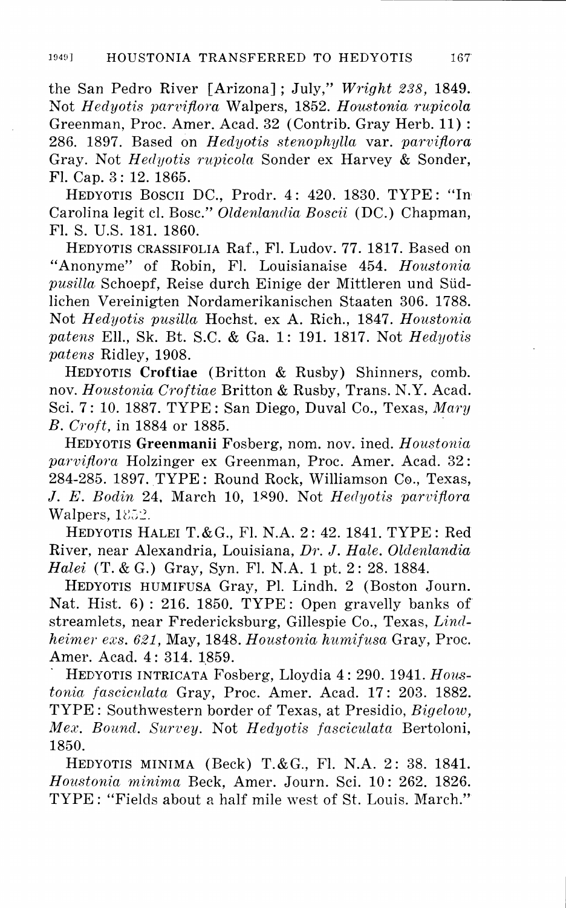the San Pedro River [Arizona]; July," *Wright 238,* 1849. Not *Hedyotis parviflora* Walpers, 1852. *Houstonia rupicola* Greenman, Proc. Amer. Acad. 32 (Contrib. Gray Herb. 11): 286. 1897. Based on *Hedyotis stenophylla* var. *parviflora* Gray. Not *Hedyotis rupicola* Sonder ex Harvey & Sonder, Fl. Cap. 3: 12. 1865.

HEDYOTIS BOSCII DC., Prodr. 4: 420. 1830. TYPE: "In Carolina legit cl. Bosc." *Oldenlandia Boscii* (DC.) Chapman, Fl. S. U.S. 181. 1860.

HEDYOTIS CRASSIFOLIA Raf., Fl. Ludov. 77. 1817. Based on "Anonyme" of Robin, Fl. Louisianaise 454. *Houstonia pusilla* Schoepf, Reise durch Einige der Mittleren und Südlichen Vereinigten Nordamerikanischen Staaten 306. 1788. Not *Hedyotis pusilla* Hochst. ex A. Rich., 1847. *Houstonia patens* Ell., Sk. Bt. S.C. & Ga. 1: 191. 1817. Not *Hedyotis patens* Ridley, 1908.

HEDYOTIS **Croftiae** (Britton & Rusby) Shinners, comb. nov. *Houstonia Croftiae* Britton & Rusby, Trans. N.Y. Acad. Sci. 7: 10. 1887. TYPE: San Diego, Duval Co., Texas, *Mary B. Croft,* in 1884 or 1885.

HEDYOTIS **Greenmanii** Fosberg, nom. nov. ined. *Houstonia parviflora* Holzinger ex Greenman, Proc. Amer. Acad. 32: 284-285. 1897. TYPE: Round Rock, Williamson Co., Texas, *J. E. Bodin* 24, March 10, 1890. Not *Hedyotis parviflora* Walpers, 1852.

HEDYOTIS HALEI T.&G., Fl. N.A. 2: 42. 1841. TYPE: Red River, near Alexandria, Louisiana, *Dr. J. Hale. Oldenlandia Halei* (T. & G.) Gray, Syn. Fl. N.A. 1 pt. 2: 28. 1884.

HEDYOTIS HUMIFUSA Gray, Pl. Lindh. 2 (Boston Journ. Nat. Hist. 6): 216. 1850. TYPE: Open gravelly banks of streamlets, near Fredericksburg, Gillespie Co., Texas, *Lindheimer exs. 621,* May, 1848. *Houstonia humifusa* Gray, Proc. Amer. Acad. 4: 314. 1859.

HEDYOTIS INTRICATA Fosberg, Lloydia 4: 290. 1941. *Houstonia fasciculata* Gray, Proc. Amer. Acad. 17: 203. 1882. TYPE: Southwestern border of Texas, at Presidio, *Bigelow, Mex. Bound. Survey.* Not *Hedyotis fasciculata* Bertoloni, 1850.

HEDYOTIS MINIMA (Beck) T.&G., Fl. N.A. 2: 38. 1841. *Houstonia minima* Beck, Amer. Journ. Sci. 10: 262. 1826. TYPE: "Fields about a half mile west of St. Louis. March."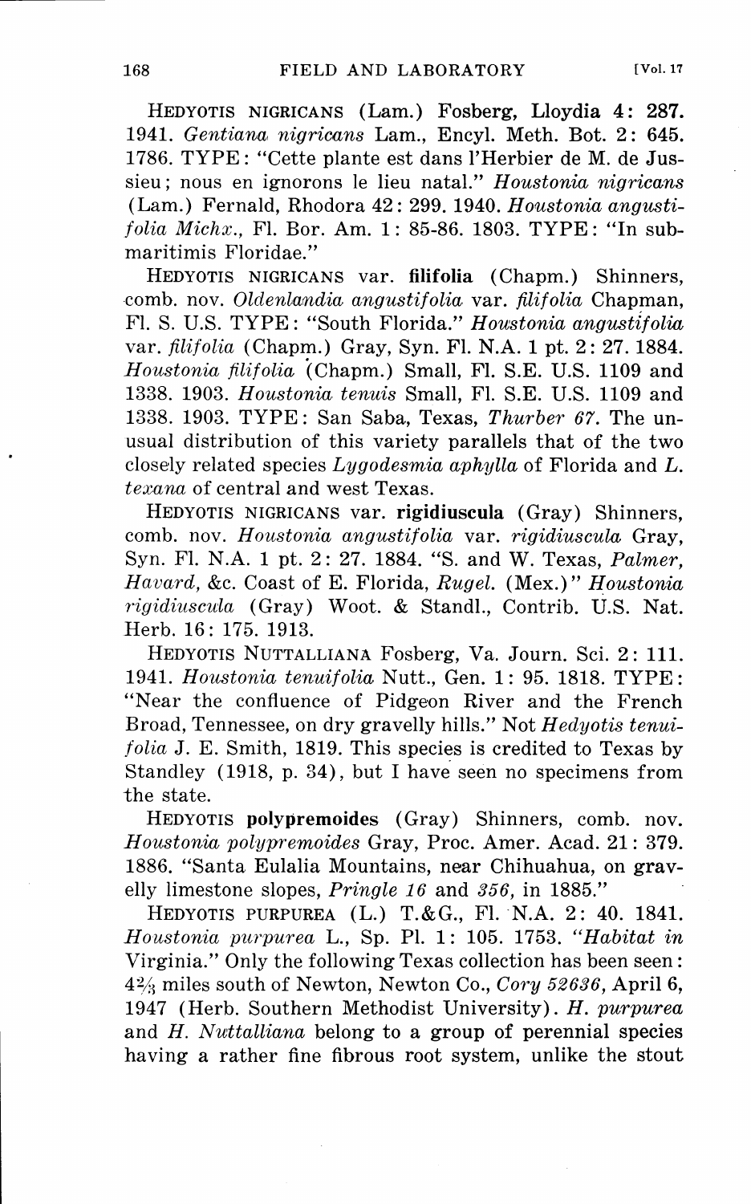HEDYOTIS NIGRICANS (Lam.) Fosberg, **Lloydia 4: 287. 1941.** *Gentiana nigricans* Lam., Encyl. Meth. Bot. 2: 645. 1786. TYPE: "Cette plante est dans l'Herbier de M. de Jussieu; nous en ignorons le lieu natal." *Houstonia nigricans* (Lam.) Fernald, Rhodora 42: 299. 1940. *Houstonia angustifolia Michx.*, Fl. Bor. Am. 1: 85-86. 1803. TYPE: "In submaritimis Floridae."

HEDYOTIS NIGRICANS var. **filifolia** (Chapm.) Shinners, comb. nov. *Oldenlandia angustifolia* var. *filifolia* Chapman, Fl. S. U.S. TYPE: "South Florida." *Houstonia angustifolia* var. *filifolia* (Chapm.) Gray, Syn. Fl. N.A. 1 pt. 2: 27. 1884. *Houstonia filifolia* (Chapm.) Small, Fl. S.E. U.S. 1109 and 1338. 1903. *Houstonia tenuis* Small, Fl. S.E. U.S. 1109 and 1338. 1903. TYPE: San Saba, Texas, *Thurber 67*. The unusual distribution of this variety parallels that of the two closely related species *Lygodesmia aphylla* of Florida and *L. texana* of central and west Texas.

HEDYOTIS NIGRICANS var. **rigidiuscula** (Gray) Shinners, comb. nov. *Houstonia angustifolia* var. *rigidiuscula* Gray, Syn. Fl. N.A. 1 pt. 2: 27. 1884. "S. and W. Texas, *Palmer, Havard*, &c. Coast of E. Florida, *Rugel*. (Mex.)" *Houstonia rigidiuscula* (Gray) Woot. & Standl., Contrib. U.S. Nat. Herb. 16: 175. 1913.

HEDYOTIS NUTTALLIANA Fosberg, Va. Journ. Sci. 2: 111. 1941. *Houstonia tenuifolia* Nutt., Gen. 1: 95. 1818. TYPE: "Near the confluence of Pidgeon River and the French Broad, Tennessee, on dry gravelly hills." Not *Hedyotis tenuifolia* J. E. Smith, 1819. This species is credited to Texas by Standley (1918, p. 34), but I have seen no specimens from the state.

HEDYOTIS **polypremoides** (Gray) Shinners, comb. nov. *Houstonia polypremoides* Gray, Proc. Amer. Acad. 21: 379. 1886. "Santa Eulalia Mountains, near Chihuahua, on gravelly limestone slopes, *Pringle 16* and *356*, in 1885."

HEDYOTIS PURPUREA (L.) T.&G., Fl. N.A. 2: 40. 1841. *Houstonia purpurea* L., Sp. Pl. 1: 105. 1753. *"Habitat in* Virginia." Only the following Texas collection has been seen: 4⅔ miles south of Newton, Newton Co., *Cory 52636*, April 6, 1947 (Herb. Southern Methodist University). *H. purpurea* and *H. Nuttalliana* belong to a group of perennial species having a rather fine fibrous root system, unlike the stout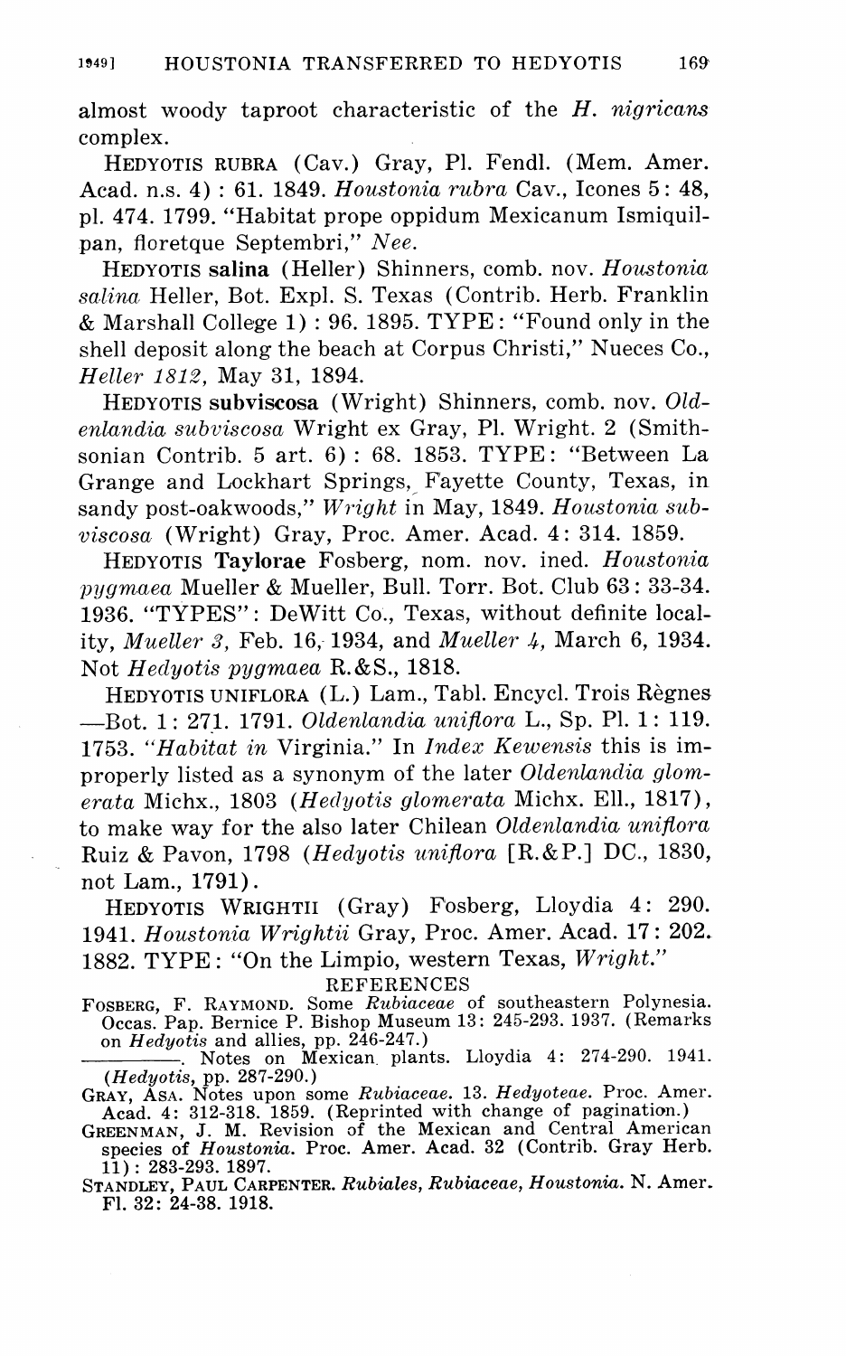almost woody taproot characteristic of the *H. nigricans* complex.

HEDYOTIS RUBRA (Cav.) Gray, Pl. Fendl. (Mem. Amer. Acad. n.s. 4) : 61. 1849. *Houstonia rubra* Cav., Icones 5: 48, pl. 474. 1799. "Habitat prope oppidum Mexicanum Ismiquilpan, floretque Septembri," *Nee.*

HEDYOTIS **salina** (Heller) Shinners, comb. nov. *Houstonia salina* Heller, Bot. Expl. S. Texas (Contrib. Herb. Franklin & Marshall College 1) : 96. 1895. TYPE: "Found only in the shell deposit along the beach at Corpus Christi," Nueces Co., *Heller 1812*, May 31, 1894.

HEDYOTIS **subviscosa** (Wright) Shinners, comb. nov. *Oldenlandia subviscosa* Wright ex Gray, Pl. Wright. 2 (Smithsonian Contrib. 5 art. 6) : 68. 1853. TYPE: "Between La Grange and Lockhart Springs, Fayette County, Texas, in sandy post-oakwoods," *Wright* in May, 1849. *Houstonia subviscosa* (Wright) Gray, Proc. Amer. Acad. 4: 314. 1859.

HEDYOTIS **Taylorae** Fosberg, nom. nov. ined. *Houstonia pygmaea* Mueller & Mueller, Bull. Torr. Bot. Club 63: 33-34. 1936. "TYPES": DeWitt Co., Texas, without definite locality, *Mueller 3*, Feb. 16, 1934, and *Mueller 4*, March 6, 1934. Not *Hedyotis pygmaea* R.&S., 1818.

HEDYOTIS UNIFLORA (L.) Lam., Tabl. Encycl. Trois Règnes—Bot. 1: 271. 1791. *Oldenlandia uniflora* L., Sp. Pl. 1: 119. 1753. *"Habitat in* Virginia." In *Index Kewensis* this is improperly listed as a synonym of the later *Oldenlandia glomerata* Michx., 1803 (*Hedyotis glomerata* Michx. Ell., 1817), to make way for the also later Chilean *Oldenlandia uniflora* Ruiz & Pavon, 1798 (*Hedyotis uniflora* [R.&P.] DC., 1830, not Lam., 1791).

HEDYOTIS WRIGHTII (Gray) Fosberg, Lloydia 4: 290. 1941. *Houstonia Wrightii* Gray, Proc. Amer. Acad. 17: 202. 1882. TYPE: "On the Limpio, western Texas, *Wright.*"

## REFERENCES

FOSBERG, F. RAYMOND. Some *Rubiaceae* of southeastern Polynesia. Occas. Pap. Bernice P. Bishop Museum 13: 245-293. 1937. (Remarks on *Hedyotis* and allies, pp. 246-247.)

————. Notes on Mexican plants. Lloydia 4: 274-290. 1941. (*Hedyotis*, pp. 287-290.)

GRAY, ASA. Notes upon some *Rubiaceae*. 13. *Hedyoteae*. Proc. Amer. Acad. 4: 312-318. 1859. (Reprinted with change of pagination.)

GREENMAN, J. M. Revision of the Mexican and Central American species of *Houstonia*. Proc. Amer. Acad. 32 (Contrib. Gray Herb. 11): 283-293. 1897.

STANDLEY, PAUL CARPENTER. *Rubiales, Rubiaceae, Houstonia*. N. Amer. Fl. 32: 24-38. 1918.